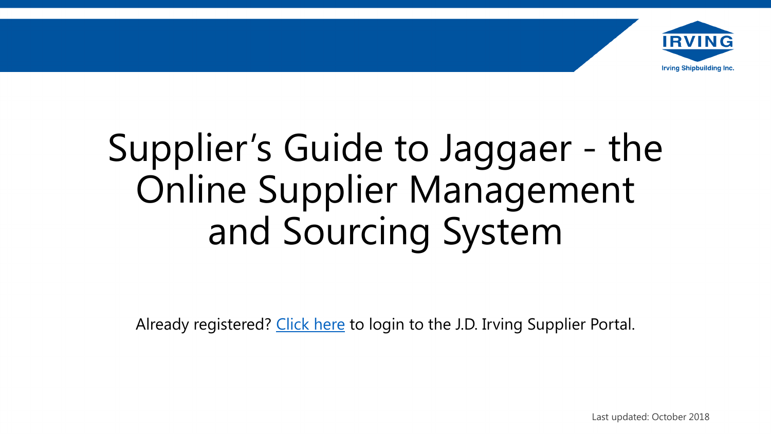Irving Shipbuilding Inc.

# Supplier's Guide to Jaggaer - the Online Supplier Management and Sourcing System

Already registered? Click here to login to the J.D. Irving Supplier Portal.

Last updated: October 2018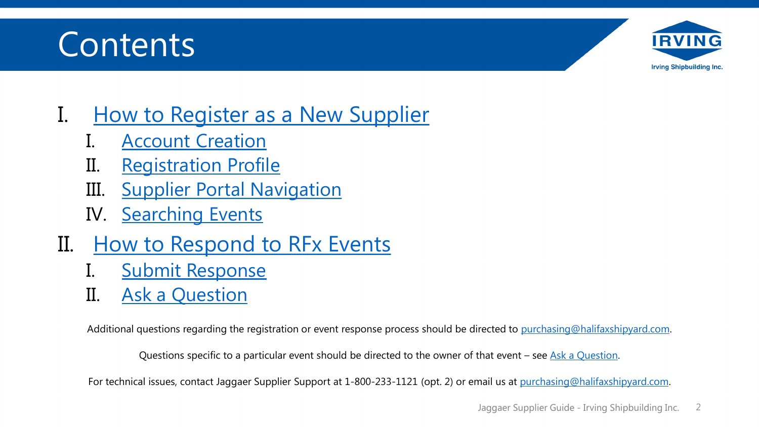# Contents

I. How to Register as a New Supplier
   I. Account Creation
   II. Registration Profile
   III. Supplier Portal Navigation
   IV. Searching Events

II. How to Respond to RFx Events
   I. Submit Response
   II. Ask a Question

Additional questions regarding the registration or event response process should be directed to purchasing@halifaxshipyard.com.

Questions specific to a particular event should be directed to the owner of that event – see Ask a Question.

For technical issues, contact Jaggaer Supplier Support at 1-800-233-1121 (opt. 2) or email us at purchasing@halifaxshipyard.com.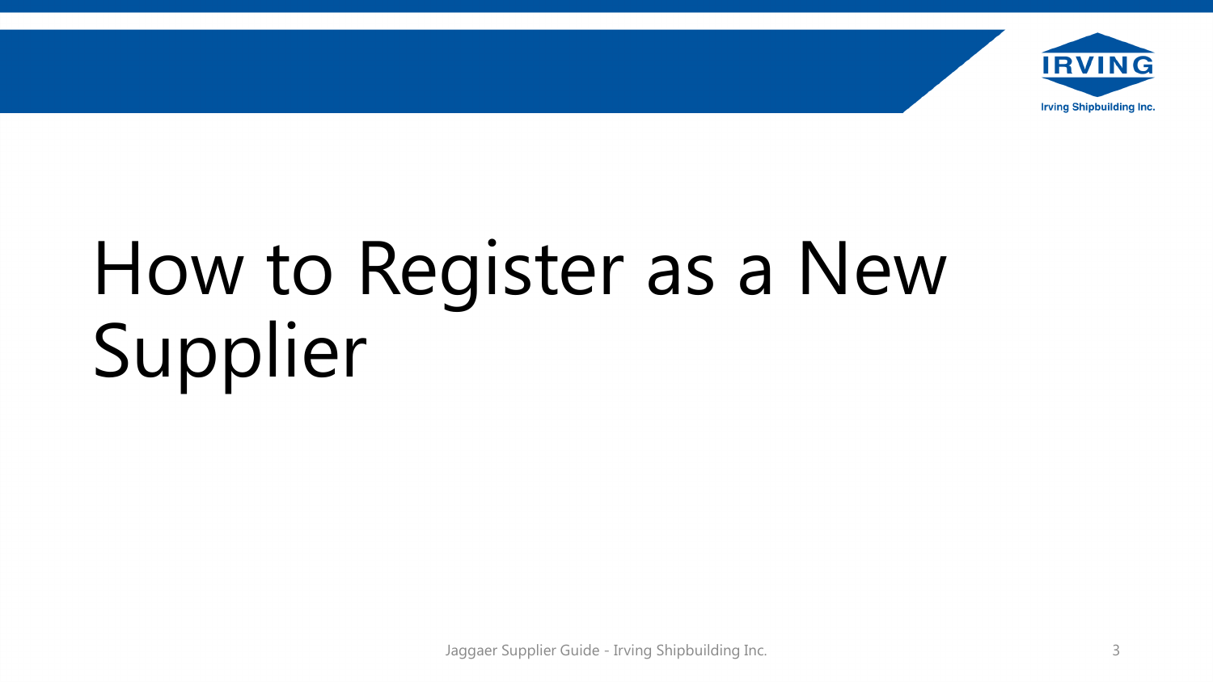# How to Register as a New Supplier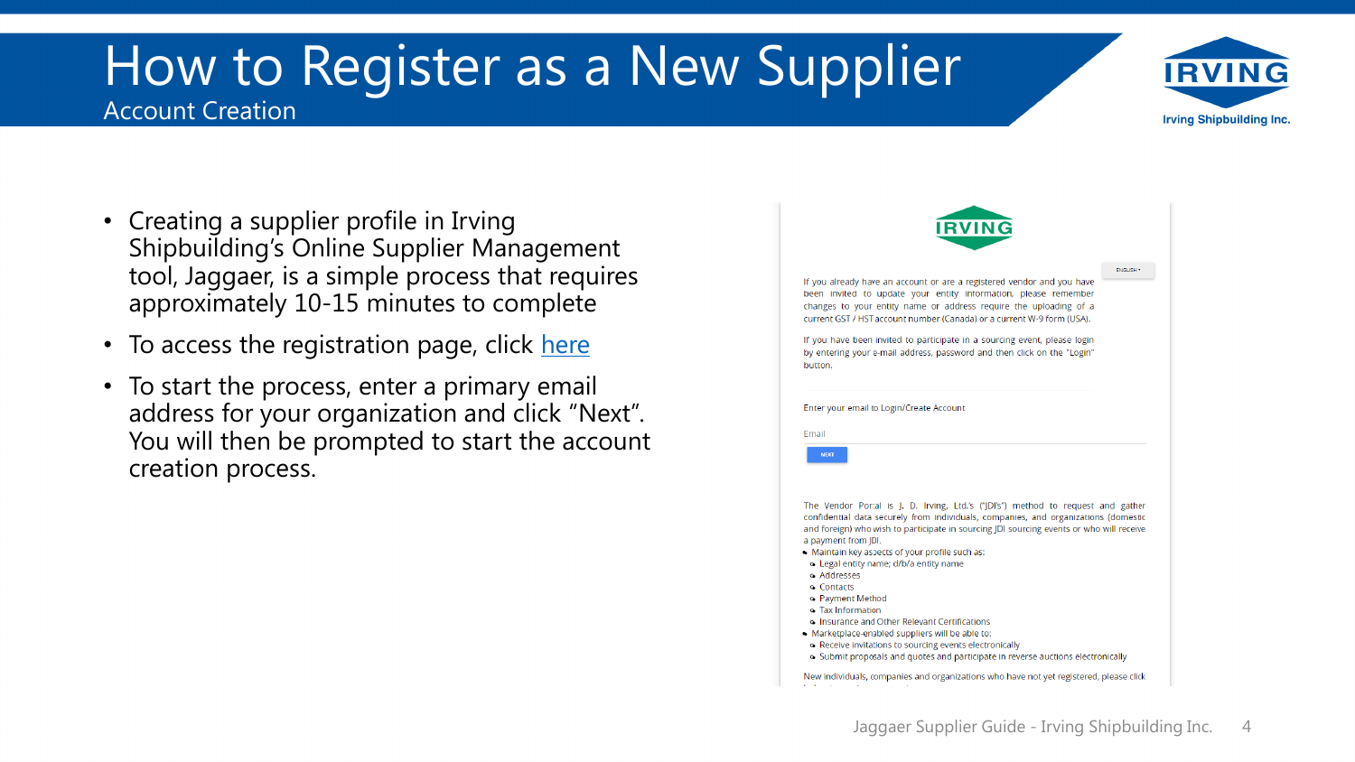# How to Register as a New Supplier

## Account Creation

- Creating a supplier profile in Irving Shipbuilding's Online Supplier Management tool, Jaggaer, is a simple process that requires approximately 10-15 minutes to complete
- To access the registration page, click [here]
- To start the process, enter a primary email address for your organization and click "Next". You will then be prompted to start the account creation process.

IRVING

ENGLISH

If you already have an account or are a registered vendor and you have been invited to update your entity information, please remember changes to your entity name or address require the uploading of a current GST / HST account number (Canada) or a current W-9 form (USA).

If you have been invited to participate in a sourcing event, please login by entering your e-mail address, password and then click on the "Login" button.

Enter your email to Login/Create Account

Email

NEXT

The Vendor Portal is J. D. Irving, Ltd.'s ("JDI's") method to request and gather confidential data securely from individuals, companies, and organizations (domestic and foreign) who wish to participate in sourcing JDI sourcing events or who will receive a payment from JDI.

- Maintain key aspects of your profile such as:
  - Legal entity name; d/b/a entity name
  - Addresses
  - Contacts
  - Payment Method
  - Tax Information
  - Insurance and Other Relevant Certifications
- Marketplace-enabled suppliers will be able to:
  - Receive invitations to sourcing events electronically
  - Submit proposals and quotes and participate in reverse auctions electronically

New individuals, companies and organizations who have not yet registered, please click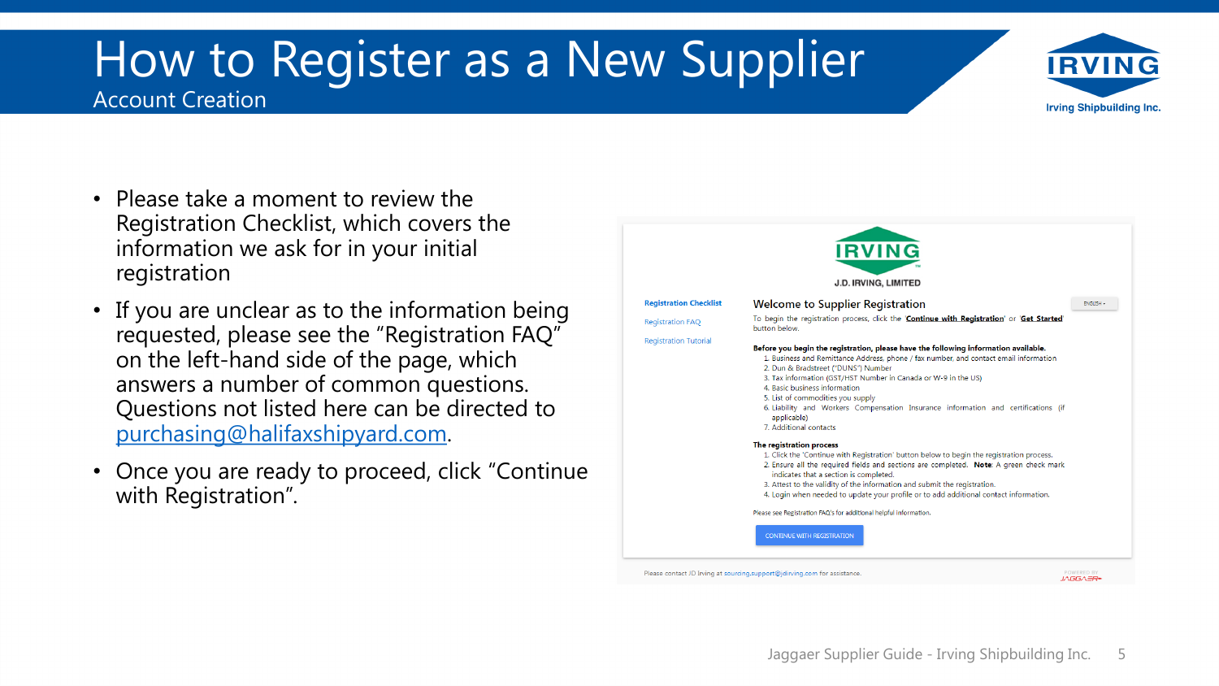# How to Register as a New Supplier

## Account Creation

- Please take a moment to review the Registration Checklist, which covers the information we ask for in your initial registration
- If you are unclear as to the information being requested, please see the "Registration FAQ" on the left-hand side of the page, which answers a number of common questions. Questions not listed here can be directed to purchasing@halifaxshipyard.com.
- Once you are ready to proceed, click "Continue with Registration".

IRVING

J.D. IRVING, LIMITED

Registration Checklist

Registration FAQ

Registration Tutorial

ENGLISH ▾

### Welcome to Supplier Registration

To begin the registration process, click the 'Continue with Registration' or 'Get Started' button below.

**Before you begin the registration, please have the following information available.**

1. Business and Remittance Address, phone / fax number, and contact email information
2. Dun & Bradstreet ("DUNS") Number
3. Tax information (GST/HST Number in Canada or W-9 in the US)
4. Basic business information
5. List of commodities you supply
6. Liability and Workers Compensation Insurance information and certifications (if applicable)
7. Additional contacts

**The registration process**

1. Click the 'Continue with Registration' button below to begin the registration process.
2. Ensure all the required fields and sections are completed. **Note:** A green check mark indicates that a section is completed.
3. Attest to the validity of the information and submit the registration.
4. Login when needed to update your profile or to add additional contact information.

Please see Registration FAQ's for additional helpful information.

CONTINUE WITH REGISTRATION

Please contact JD Irving at sourcing.support@jdirving.com for assistance.

POWERED BY JAGGAER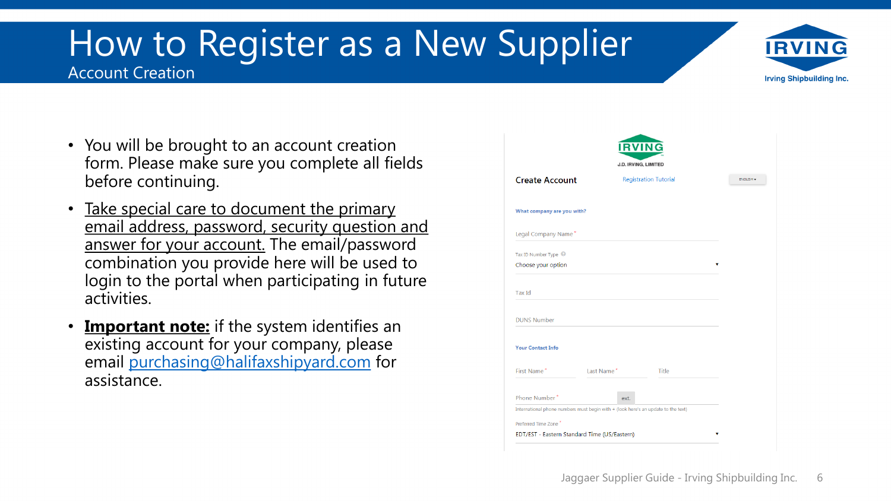# How to Register as a New Supplier

## Account Creation

- You will be brought to an account creation form. Please make sure you complete all fields before continuing.
- Take special care to document the primary email address, password, security question and answer for your account. The email/password combination you provide here will be used to login to the portal when participating in future activities.
- **Important note:** if the system identifies an existing account for your company, please email purchasing@halifaxshipyard.com for assistance.

IRVING
J.D. IRVING, LIMITED

Create Account | Registration Tutorial | ENGLISH

What company are you with?

Legal Company Name *

Tax ID Number Type
Choose your option

Tax Id

DUNS Number

Your Contact Info

First Name * | Last Name * | Title

Phone Number * | ext.

International phone numbers must begin with + (look here's an update to the text)

Preferred Time Zone *
EDT/EST - Eastern Standard Time (US/Eastern)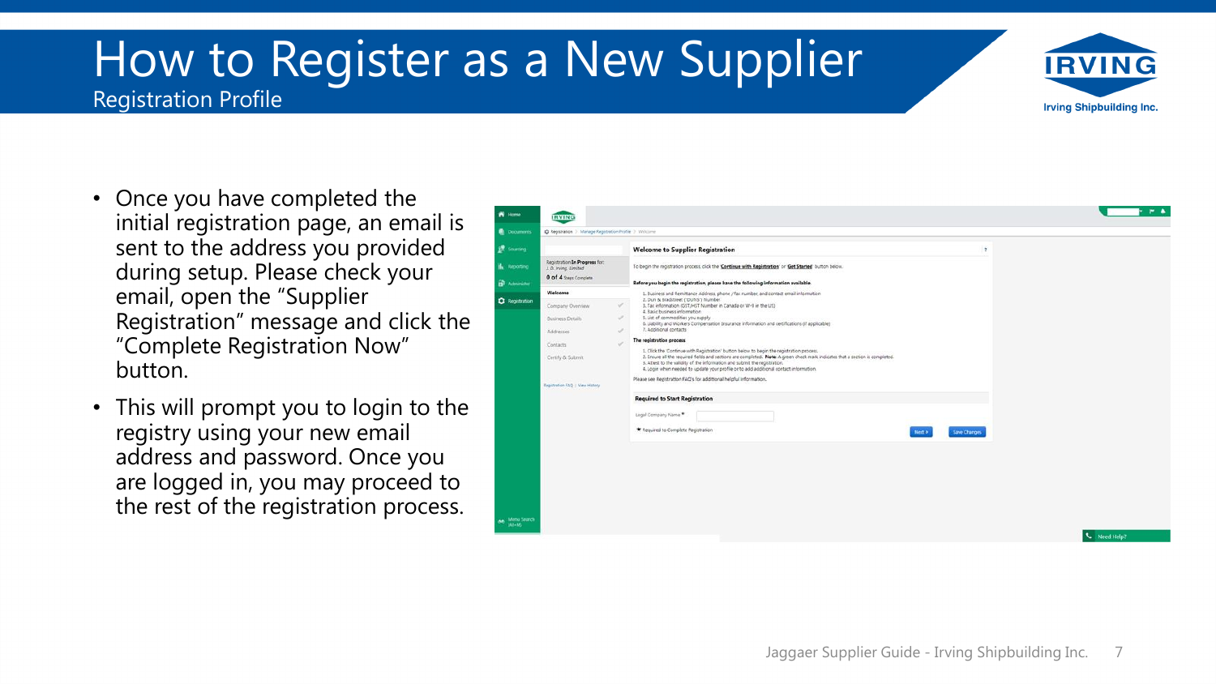# How to Register as a New Supplier

## Registration Profile

- Once you have completed the initial registration page, an email is sent to the address you provided during setup. Please check your email, open the “Supplier Registration” message and click the “Complete Registration Now” button.
- This will prompt you to login to the registry using your new email address and password. Once you are logged in, you may proceed to the rest of the registration process.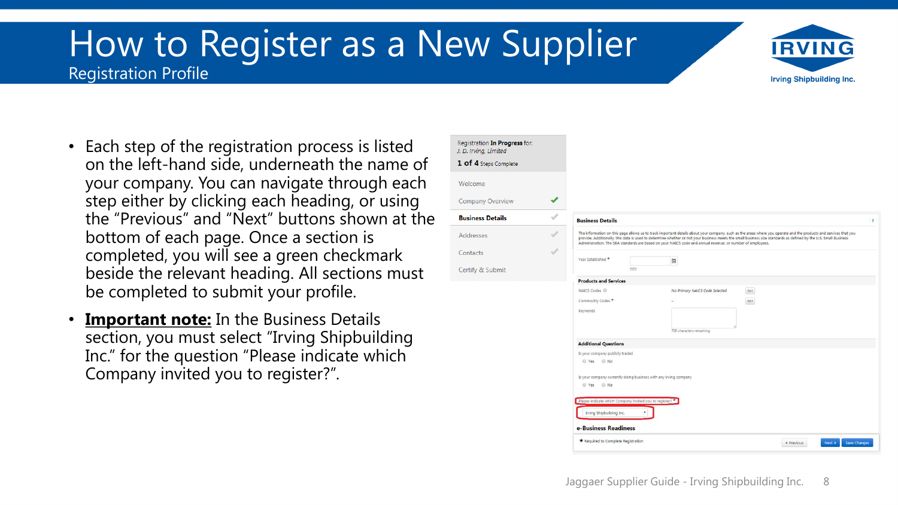# How to Register as a New Supplier

## Registration Profile

- Each step of the registration process is listed on the left-hand side, underneath the name of your company. You can navigate through each step either by clicking each heading, or using the "Previous" and "Next" buttons shown at the bottom of each page. Once a section is completed, you will see a green checkmark beside the relevant heading. All sections must be completed to submit your profile.
- **Important note:** In the Business Details section, you must select "Irving Shipbuilding Inc." for the question "Please indicate which Company invited you to register?".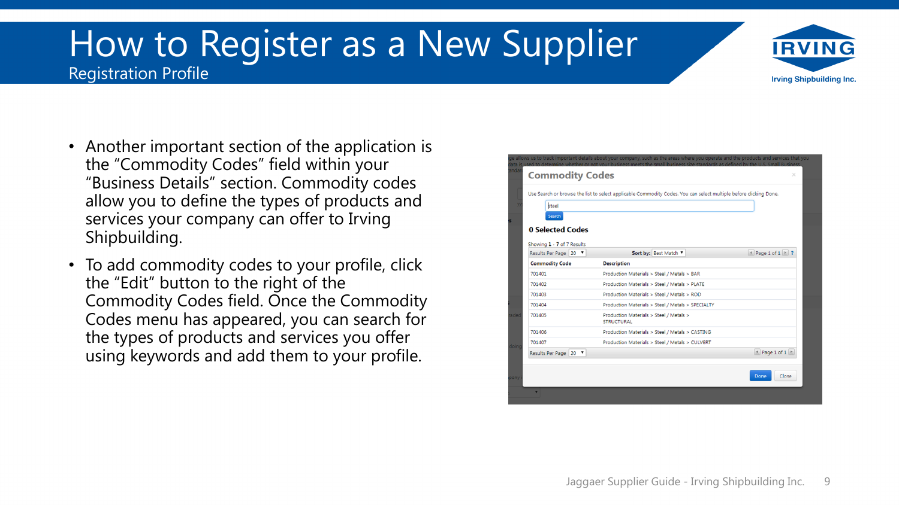# How to Register as a New Supplier

## Registration Profile

- Another important section of the application is the "Commodity Codes" field within your "Business Details" section. Commodity codes allow you to define the types of products and services your company can offer to Irving Shipbuilding.
- To add commodity codes to your profile, click the "Edit" button to the right of the Commodity Codes field. Once the Commodity Codes menu has appeared, you can search for the types of products and services you offer using keywords and add them to your profile.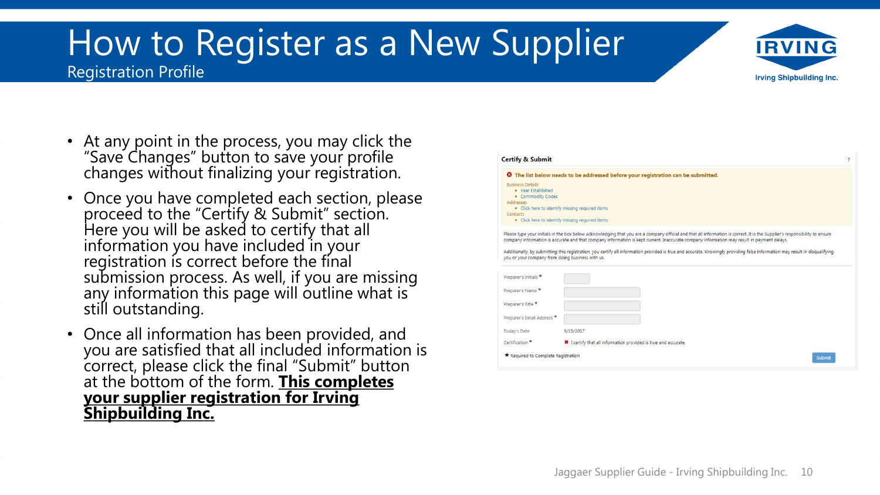# How to Register as a New Supplier

## Registration Profile

- At any point in the process, you may click the "Save Changes" button to save your profile changes without finalizing your registration.
- Once you have completed each section, please proceed to the "Certify & Submit" section. Here you will be asked to certify that all information you have included in your registration is correct before the final submission process. As well, if you are missing any information this page will outline what is still outstanding.
- Once all information has been provided, and you are satisfied that all included information is correct, please click the final "Submit" button at the bottom of the form. **This completes your supplier registration for Irving Shipbuilding Inc.**

**Certify & Submit**

The list below needs to be addressed before your registration can be submitted.

Business Details
- Year Established
- Commodity Codes

Addresses
- Click here to identify missing required items

Contacts
- Click here to identify missing required items

Please type your initials in the box below acknowledging that you are a company official and that all information is correct. It is the Supplier's responsibility to ensure company information is accurate and that company information is kept current. Inaccurate company information may result in payment delays.

Additionally, by submitting this registration, you certify all information provided is true and accurate. Knowingly providing false information may result in disqualifying you or your company from doing business with us.

| Field | Value |
| --- | --- |
| Preparer's Initials * | |
| Preparer's Name * | |
| Preparer's Title * | |
| Preparer's Email Address * | |
| Today's Date | 9/15/2017 |
| Certification * | I certify that all information provided is true and accurate. |

* Required to Complete Registration

Submit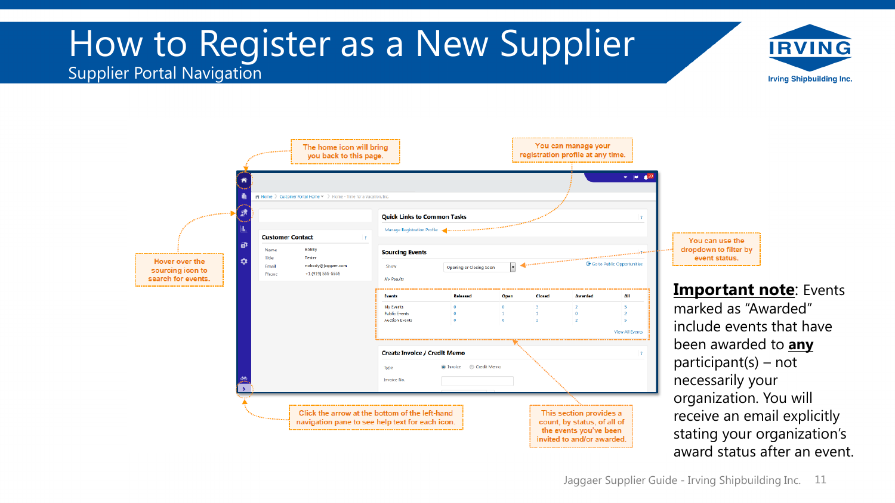# How to Register as a New Supplier

## Supplier Portal Navigation

The home icon will bring you back to this page.

You can manage your registration profile at any time.

Hover over the sourcing icon to search for events.

You can use the dropdown to filter by event status.

Click the arrow at the bottom of the left-hand navigation pane to see help text for each icon.

This section provides a count, by status, of all of the events you've been invited to and/or awarded.

**Important note**: Events marked as "Awarded" include events that have been awarded to **any** participant(s) – not necessarily your organization. You will receive an email explicitly stating your organization's award status after an event.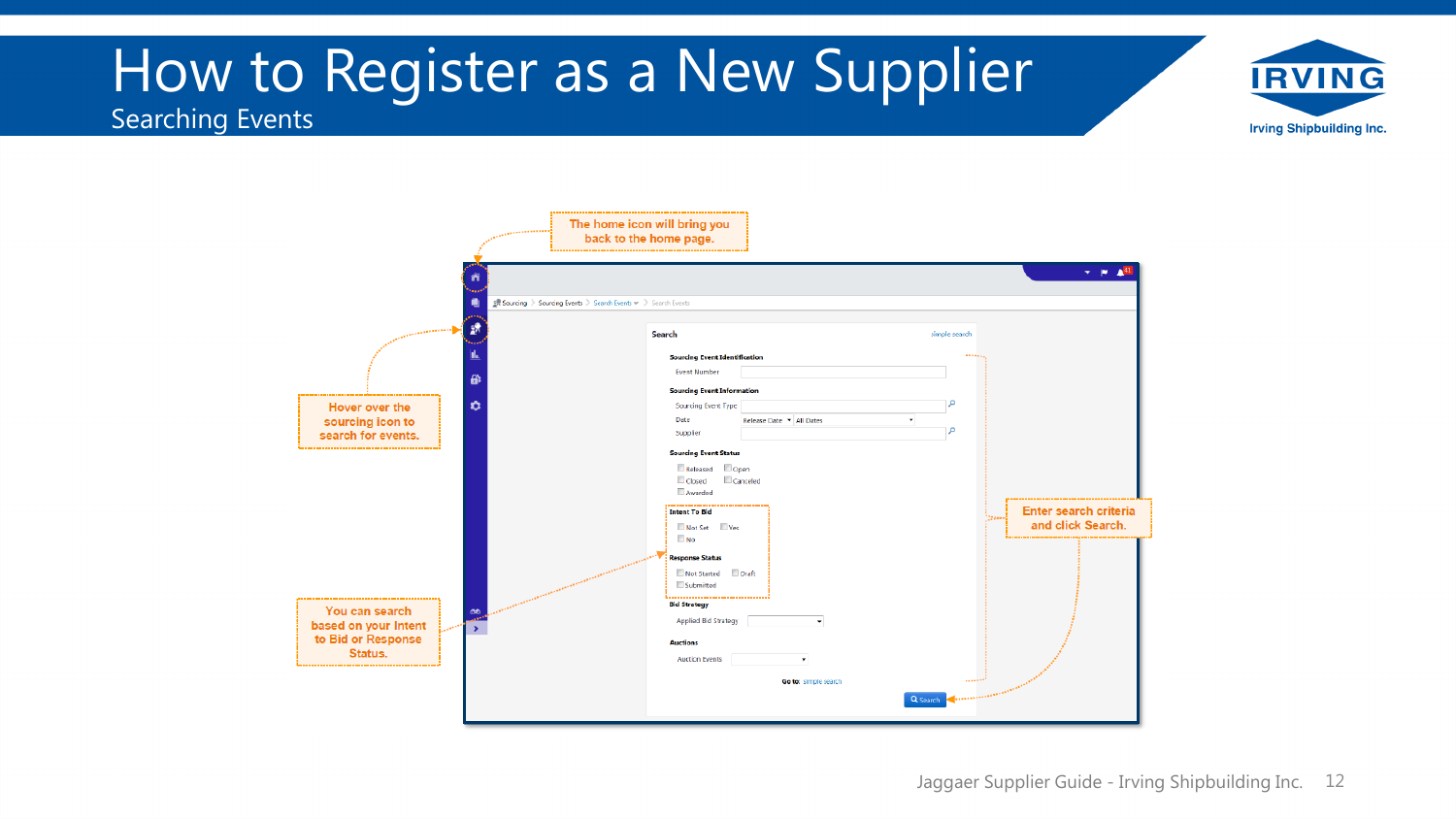# How to Register as a New Supplier

## Searching Events

The home icon will bring you back to the home page.

Hover over the sourcing icon to search for events.

You can search based on your Intent to Bid or Response Status.

Enter search criteria and click Search.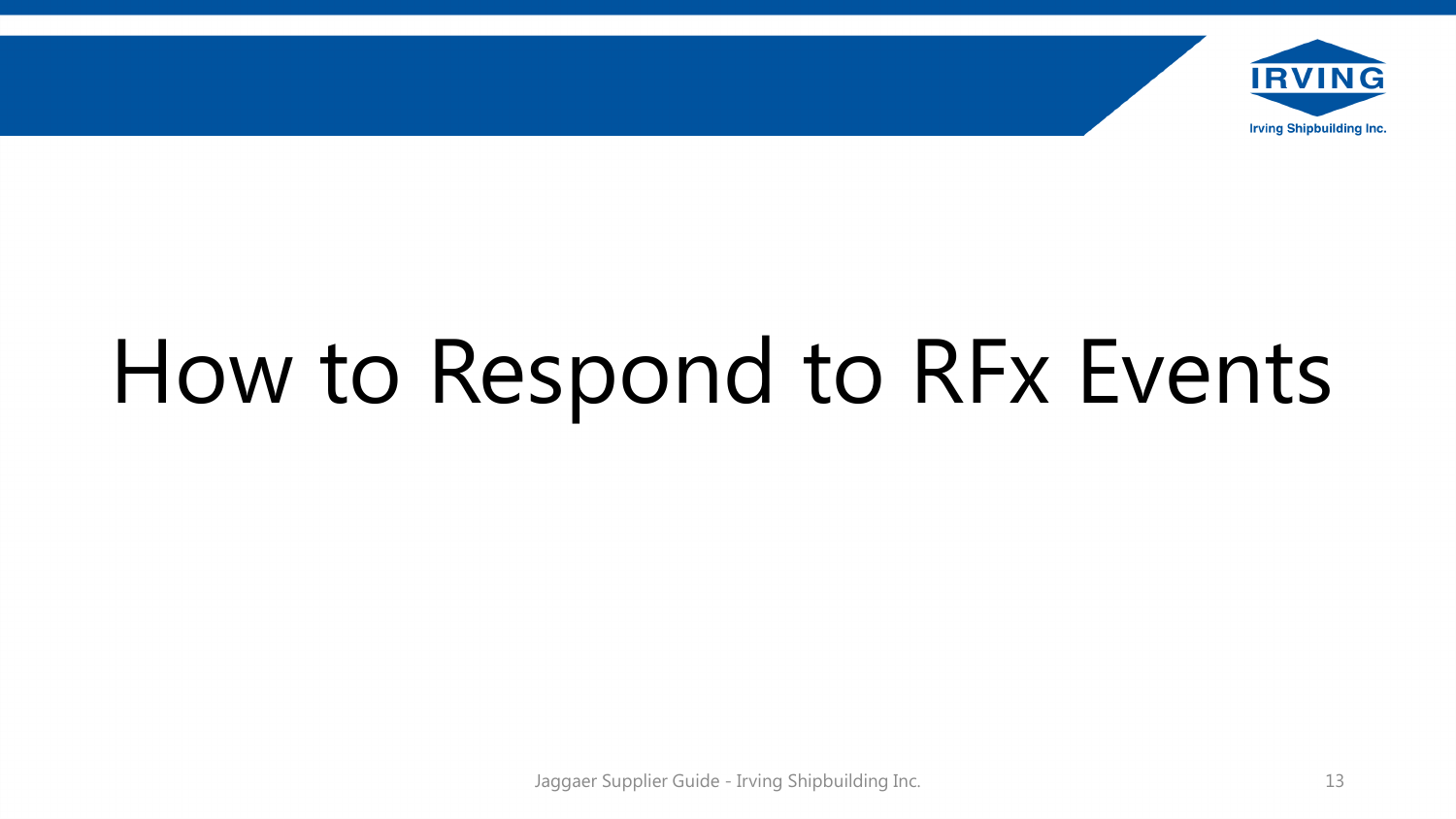# How to Respond to RFx Events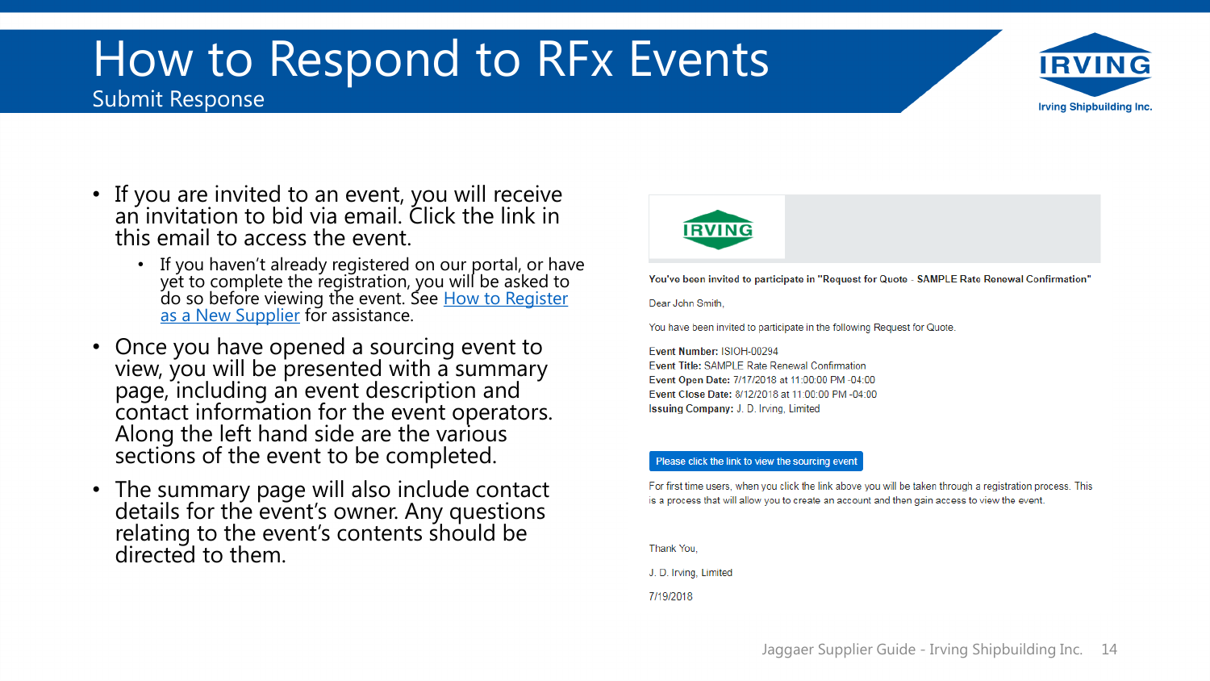# How to Respond to RFx Events

## Submit Response

- If you are invited to an event, you will receive an invitation to bid via email. Click the link in this email to access the event.
  - If you haven't already registered on our portal, or have yet to complete the registration, you will be asked to do so before viewing the event. See How to Register as a New Supplier for assistance.
- Once you have opened a sourcing event to view, you will be presented with a summary page, including an event description and contact information for the event operators. Along the left hand side are the various sections of the event to be completed.
- The summary page will also include contact details for the event's owner. Any questions relating to the event's contents should be directed to them.

**You've been invited to participate in "Request for Quote - SAMPLE Rate Renewal Confirmation"**

Dear John Smith,

You have been invited to participate in the following Request for Quote.

**Event Number:** ISIOH-00294
**Event Title:** SAMPLE Rate Renewal Confirmation
**Event Open Date:** 7/17/2018 at 11:00:00 PM -04:00
**Event Close Date:** 8/12/2018 at 11:00:00 PM -04:00
**Issuing Company:** J. D. Irving, Limited

Please click the link to view the sourcing event

For first time users, when you click the link above you will be taken through a registration process. This is a process that will allow you to create an account and then gain access to view the event.

Thank You,

J. D. Irving, Limited

7/19/2018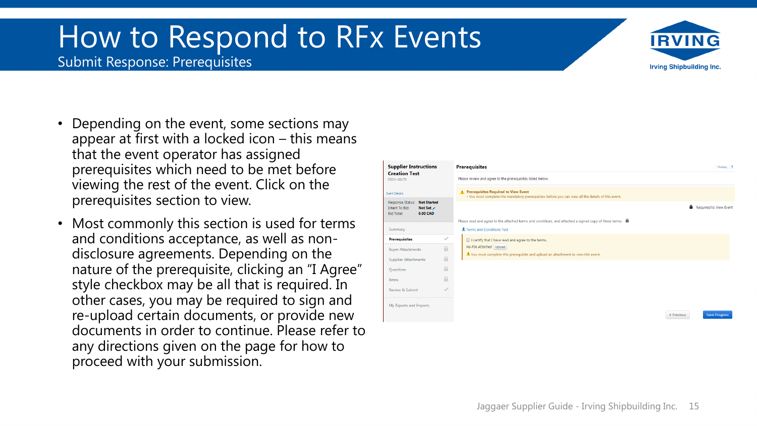# How to Respond to RFx Events

## Submit Response: Prerequisites

- Depending on the event, some sections may appear at first with a locked icon – this means that the event operator has assigned prerequisites which need to be met before viewing the rest of the event. Click on the prerequisites section to view.
- Most commonly this section is used for terms and conditions acceptance, as well as non-disclosure agreements. Depending on the nature of the prerequisite, clicking an "I Agree" style checkbox may be all that is required. In other cases, you may be required to sign and re-upload certain documents, or provide new documents in order to continue. Please refer to any directions given on the page for how to proceed with your submission.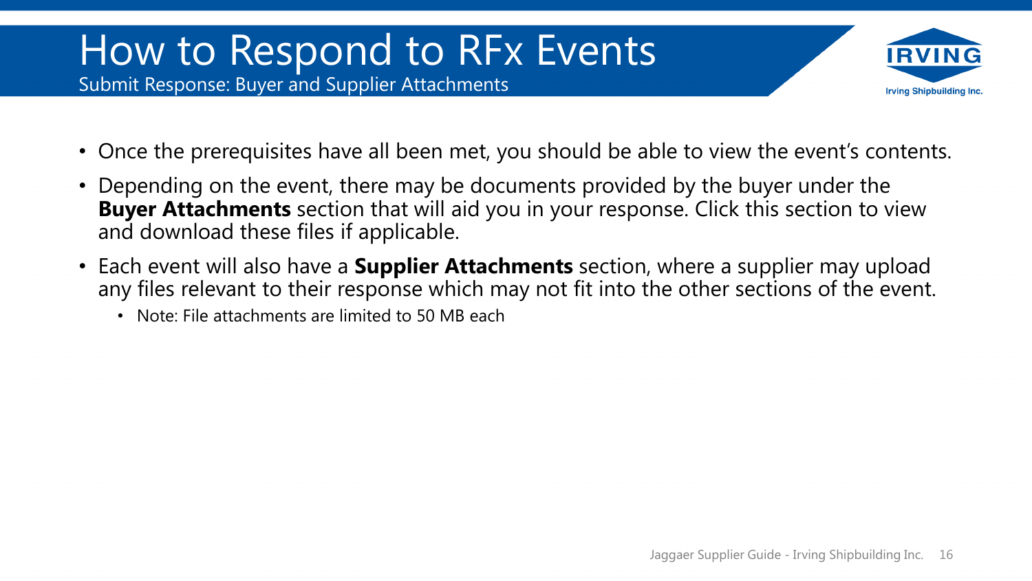# How to Respond to RFx Events

## Submit Response: Buyer and Supplier Attachments

- Once the prerequisites have all been met, you should be able to view the event's contents.
- Depending on the event, there may be documents provided by the buyer under the **Buyer Attachments** section that will aid you in your response. Click this section to view and download these files if applicable.
- Each event will also have a **Supplier Attachments** section, where a supplier may upload any files relevant to their response which may not fit into the other sections of the event.
  - Note: File attachments are limited to 50 MB each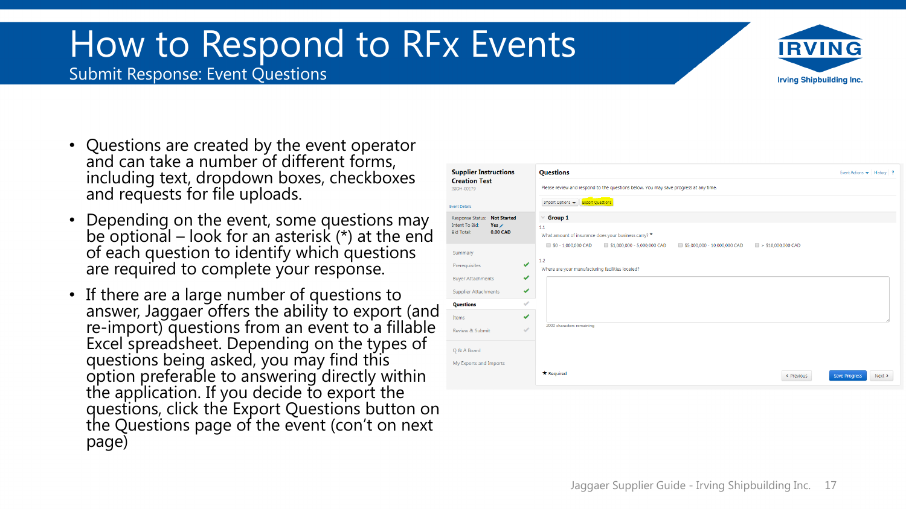# How to Respond to RFx Events

## Submit Response: Event Questions

- Questions are created by the event operator and can take a number of different forms, including text, dropdown boxes, checkboxes and requests for file uploads.
- Depending on the event, some questions may be optional – look for an asterisk (*) at the end of each question to identify which questions are required to complete your response.
- If there are a large number of questions to answer, Jaggaer offers the ability to export (and re-import) questions from an event to a fillable Excel spreadsheet. Depending on the types of questions being asked, you may find this option preferable to answering directly within the application. If you decide to export the questions, click the Export Questions button on the Questions page of the event (con't on next page)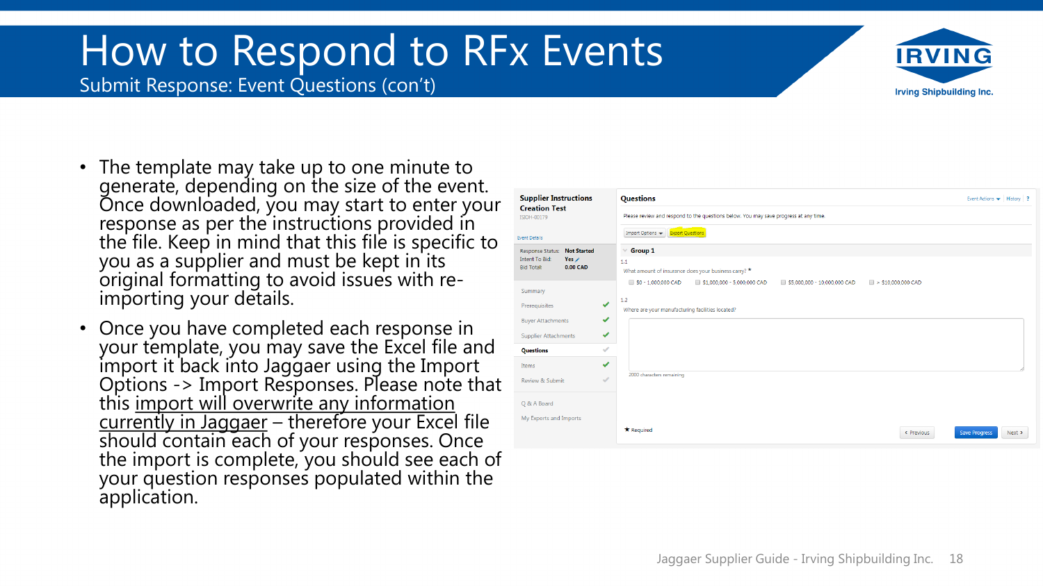# How to Respond to RFx Events

## Submit Response: Event Questions (con't)

- The template may take up to one minute to generate, depending on the size of the event. Once downloaded, you may start to enter your response as per the instructions provided in the file. Keep in mind that this file is specific to you as a supplier and must be kept in its original formatting to avoid issues with re-importing your details.
- Once you have completed each response in your template, you may save the Excel file and import it back into Jaggaer using the Import Options -> Import Responses. Please note that this <u>import will overwrite any information currently in Jaggaer</u> – therefore your Excel file should contain each of your responses. Once the import is complete, you should see each of your question responses populated within the application.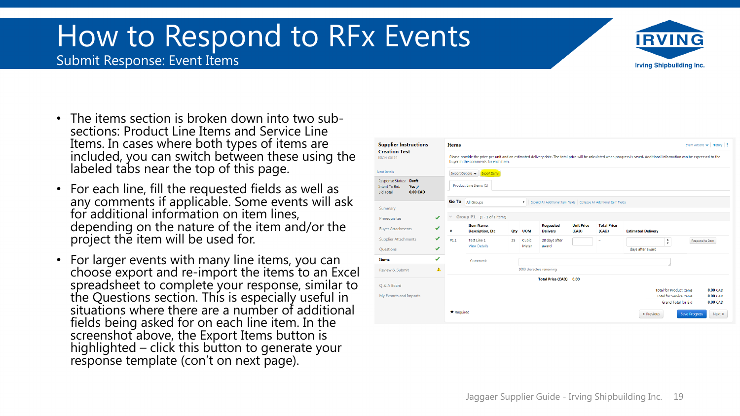# How to Respond to RFx Events

## Submit Response: Event Items

- The items section is broken down into two sub-sections: Product Line Items and Service Line Items. In cases where both types of items are included, you can switch between these using the labeled tabs near the top of this page.
- For each line, fill the requested fields as well as any comments if applicable. Some events will ask for additional information on item lines, depending on the nature of the item and/or the project the item will be used for.
- For larger events with many line items, you can choose export and re-import the items to an Excel spreadsheet to complete your response, similar to the Questions section. This is especially useful in situations where there are a number of additional fields being asked for on each line item. In the screenshot above, the Export Items button is highlighted – click this button to generate your response template (con't on next page).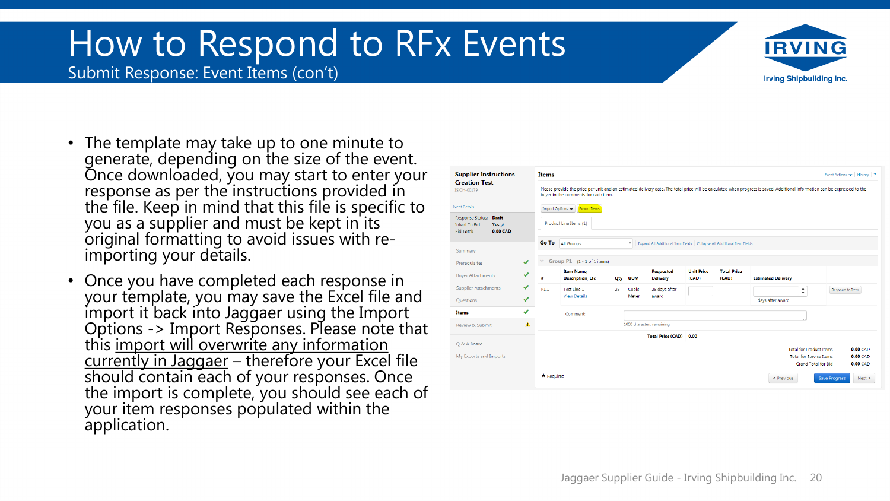# How to Respond to RFx Events

## Submit Response: Event Items (con't)

- The template may take up to one minute to generate, depending on the size of the event. Once downloaded, you may start to enter your response as per the instructions provided in the file. Keep in mind that this file is specific to you as a supplier and must be kept in its original formatting to avoid issues with re-importing your details.
- Once you have completed each response in your template, you may save the Excel file and import it back into Jaggaer using the Import Options -> Import Responses. Please note that this import will overwrite any information currently in Jaggaer – therefore your Excel file should contain each of your responses. Once the import is complete, you should see each of your item responses populated within the application.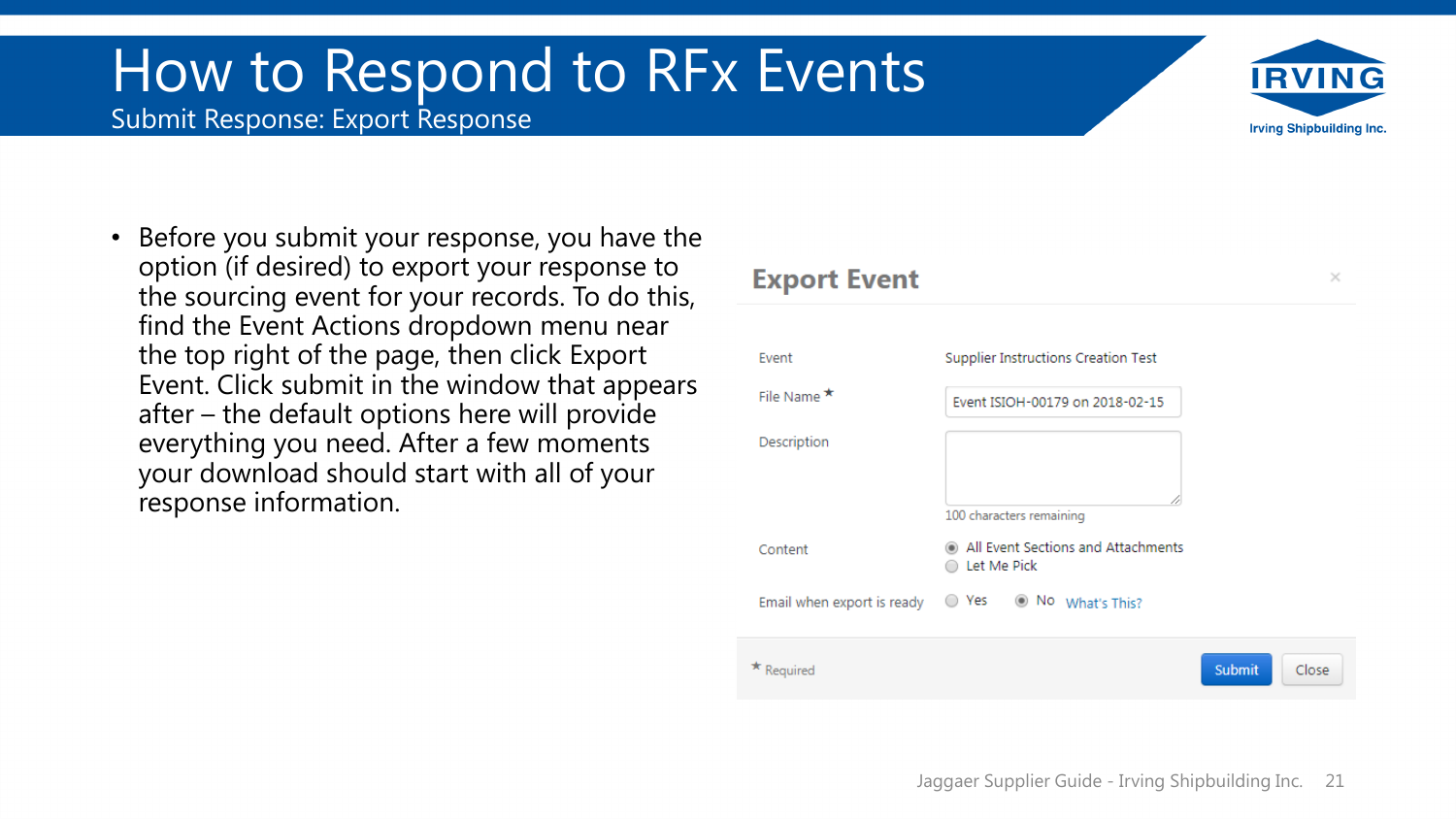# How to Respond to RFx Events

## Submit Response: Export Response

- Before you submit your response, you have the option (if desired) to export your response to the sourcing event for your records. To do this, find the Event Actions dropdown menu near the top right of the page, then click Export Event. Click submit in the window that appears after – the default options here will provide everything you need. After a few moments your download should start with all of your response information.

### Export Event

| | |
|---|---|
| Event | Supplier Instructions Creation Test |
| File Name * | Event ISIOH-00179 on 2018-02-15 |
| Description | |
| | 100 characters remaining |
| Content | ◉ All Event Sections and Attachments<br>○ Let Me Pick |
| Email when export is ready | ○ Yes ◉ No What's This? |

* Required

Submit Close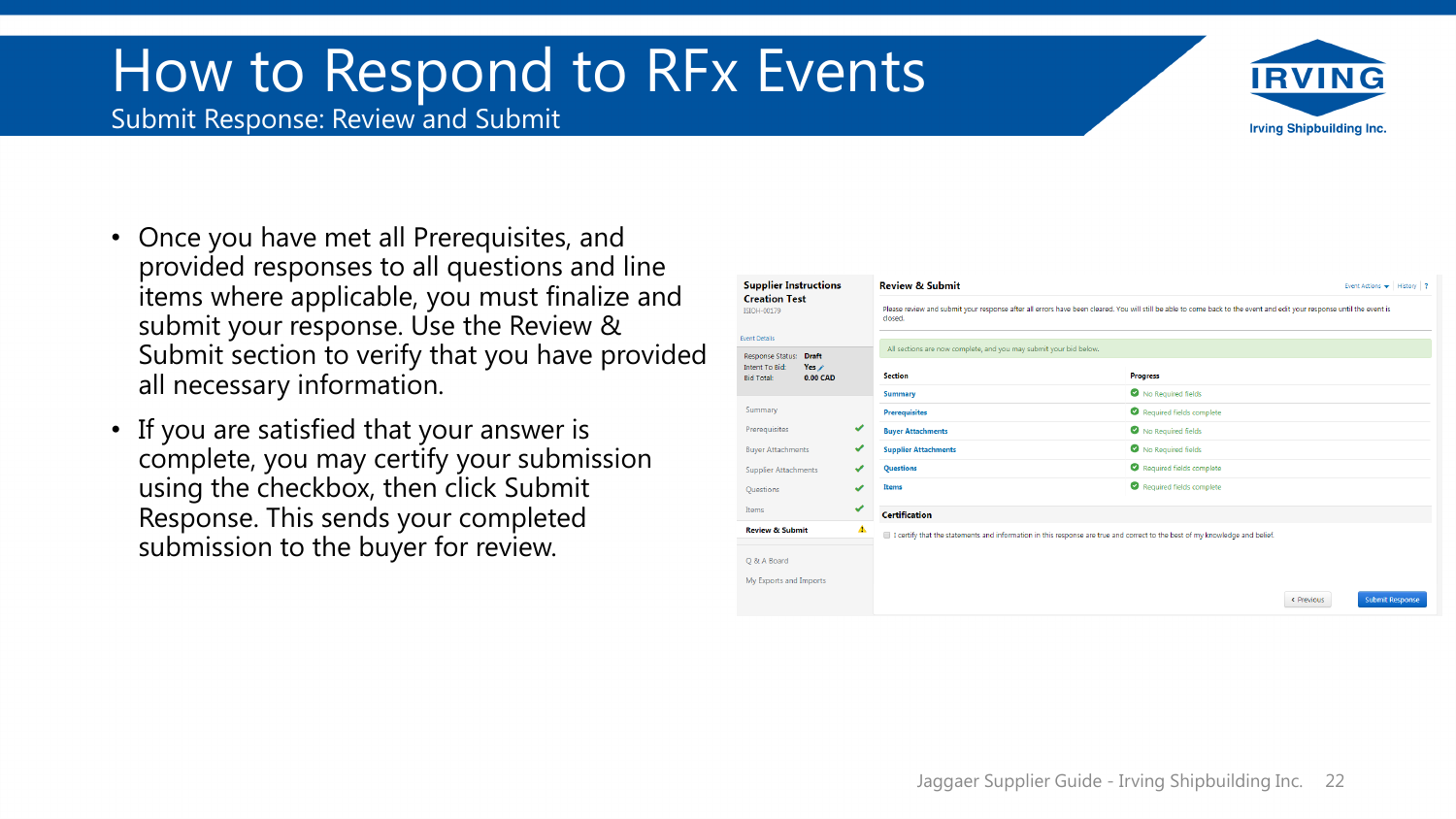# How to Respond to RFx Events

## Submit Response: Review and Submit

- Once you have met all Prerequisites, and provided responses to all questions and line items where applicable, you must finalize and submit your response. Use the Review & Submit section to verify that you have provided all necessary information.
- If you are satisfied that your answer is complete, you may certify your submission using the checkbox, then click Submit Response. This sends your completed submission to the buyer for review.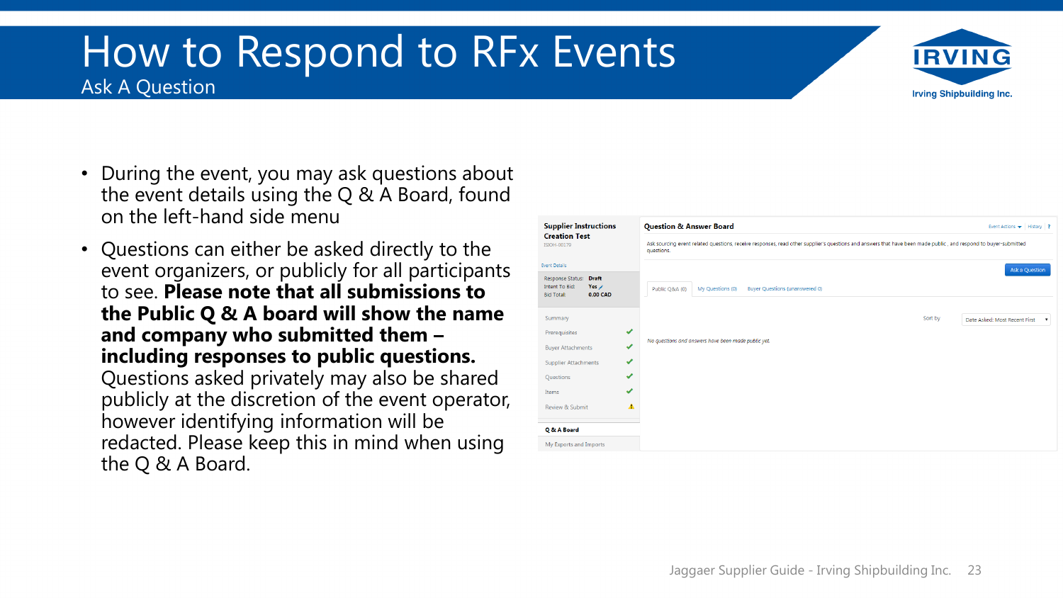# How to Respond to RFx Events

## Ask A Question

- During the event, you may ask questions about the event details using the Q & A Board, found on the left-hand side menu
- Questions can either be asked directly to the event organizers, or publicly for all participants to see. **Please note that all submissions to the Public Q & A board will show the name and company who submitted them – including responses to public questions.** Questions asked privately may also be shared publicly at the discretion of the event operator, however identifying information will be redacted. Please keep this in mind when using the Q & A Board.